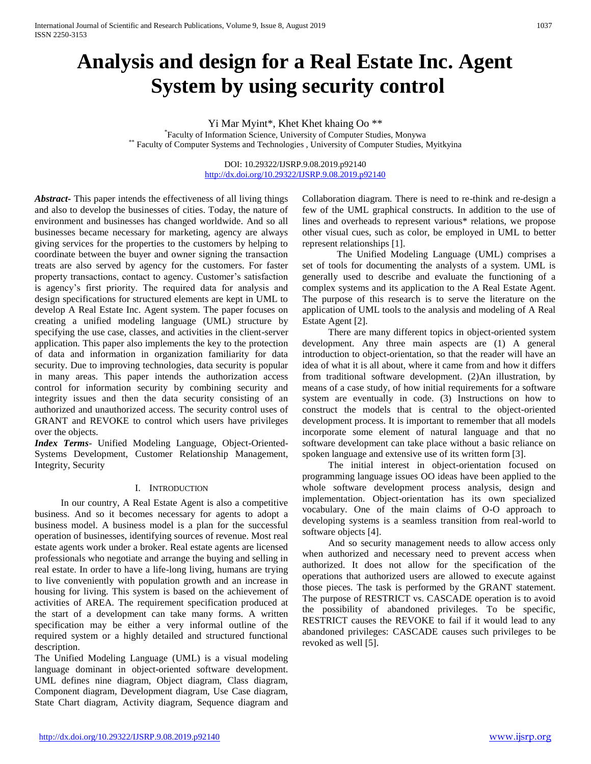# Analysis and design for a Real Estate Inc. Agent System by using security control

Yi Mar Myint*, Khet Khet khaing Oo **

* Faculty of Information Science, University of Computer Studies, Monywa

** Faculty of Computer Systems and Technologies , University of Computer Studies, Myitkyina

DOI: 10.29322/IJSRP.9.08.2019.p92140
http://dx.doi.org/10.29322/IJSRP.9.08.2019.p92140

***Abstract***- This paper intends the effectiveness of all living things and also to develop the businesses of cities. Today, the nature of environment and businesses has changed worldwide. And so all businesses became necessary for marketing, agency are always giving services for the properties to the customers by helping to coordinate between the buyer and owner signing the transaction treats are also served by agency for the customers. For faster property transactions, contact to agency. Customer's satisfaction is agency's first priority. The required data for analysis and design specifications for structured elements are kept in UML to develop A Real Estate Inc. Agent system. The paper focuses on creating a unified modeling language (UML) structure by specifying the use case, classes, and activities in the client-server application. This paper also implements the key to the protection of data and information in organization familiarity for data security. Due to improving technologies, data security is popular in many areas. This paper intends the authorization access control for information security by combining security and integrity issues and then the data security consisting of an authorized and unauthorized access. The security control uses of GRANT and REVOKE to control which users have privileges over the objects.

***Index Terms***- Unified Modeling Language, Object-Oriented-Systems Development, Customer Relationship Management, Integrity, Security

## I. Introduction

In our country, A Real Estate Agent is also a competitive business. And so it becomes necessary for agents to adopt a business model. A business model is a plan for the successful operation of businesses, identifying sources of revenue. Most real estate agents work under a broker. Real estate agents are licensed professionals who negotiate and arrange the buying and selling in real estate. In order to have a life-long living, humans are trying to live conveniently with population growth and an increase in housing for living. This system is based on the achievement of activities of AREA. The requirement specification produced at the start of a development can take many forms. A written specification may be either a very informal outline of the required system or a highly detailed and structured functional description.

The Unified Modeling Language (UML) is a visual modeling language dominant in object-oriented software development. UML defines nine diagram, Object diagram, Class diagram, Component diagram, Development diagram, Use Case diagram, State Chart diagram, Activity diagram, Sequence diagram and Collaboration diagram. There is need to re-think and re-design a few of the UML graphical constructs. In addition to the use of lines and overheads to represent various* relations, we propose other visual cues, such as color, be employed in UML to better represent relationships [1].

The Unified Modeling Language (UML) comprises a set of tools for documenting the analysts of a system. UML is generally used to describe and evaluate the functioning of a complex systems and its application to the A Real Estate Agent. The purpose of this research is to serve the literature on the application of UML tools to the analysis and modeling of A Real Estate Agent [2].

There are many different topics in object-oriented system development. Any three main aspects are (1) A general introduction to object-orientation, so that the reader will have an idea of what it is all about, where it came from and how it differs from traditional software development. (2)An illustration, by means of a case study, of how initial requirements for a software system are eventually in code. (3) Instructions on how to construct the models that is central to the object-oriented development process. It is important to remember that all models incorporate some element of natural language and that no software development can take place without a basic reliance on spoken language and extensive use of its written form [3].

The initial interest in object-orientation focused on programming language issues OO ideas have been applied to the whole software development process analysis, design and implementation. Object-orientation has its own specialized vocabulary. One of the main claims of O-O approach to developing systems is a seamless transition from real-world to software objects [4].

And so security management needs to allow access only when authorized and necessary need to prevent access when authorized. It does not allow for the specification of the operations that authorized users are allowed to execute against those pieces. The task is performed by the GRANT statement. The purpose of RESTRICT vs. CASCADE operation is to avoid the possibility of abandoned privileges. To be specific, RESTRICT causes the REVOKE to fail if it would lead to any abandoned privileges: CASCADE causes such privileges to be revoked as well [5].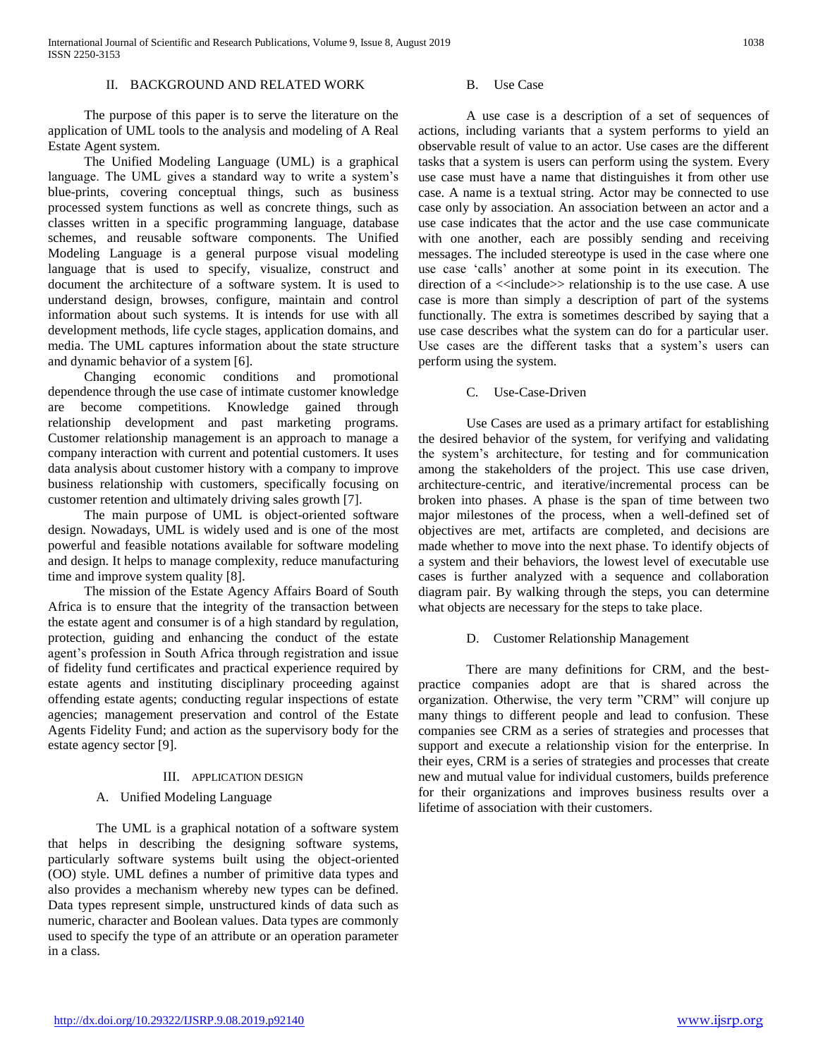## II. BACKGROUND AND RELATED WORK

The purpose of this paper is to serve the literature on the application of UML tools to the analysis and modeling of A Real Estate Agent system.

The Unified Modeling Language (UML) is a graphical language. The UML gives a standard way to write a system's blue-prints, covering conceptual things, such as business processed system functions as well as concrete things, such as classes written in a specific programming language, database schemes, and reusable software components. The Unified Modeling Language is a general purpose visual modeling language that is used to specify, visualize, construct and document the architecture of a software system. It is used to understand design, browses, configure, maintain and control information about such systems. It is intends for use with all development methods, life cycle stages, application domains, and media. The UML captures information about the state structure and dynamic behavior of a system [6].

Changing economic conditions and promotional dependence through the use case of intimate customer knowledge are become competitions. Knowledge gained through relationship development and past marketing programs. Customer relationship management is an approach to manage a company interaction with current and potential customers. It uses data analysis about customer history with a company to improve business relationship with customers, specifically focusing on customer retention and ultimately driving sales growth [7].

The main purpose of UML is object-oriented software design. Nowadays, UML is widely used and is one of the most powerful and feasible notations available for software modeling and design. It helps to manage complexity, reduce manufacturing time and improve system quality [8].

The mission of the Estate Agency Affairs Board of South Africa is to ensure that the integrity of the transaction between the estate agent and consumer is of a high standard by regulation, protection, guiding and enhancing the conduct of the estate agent's profession in South Africa through registration and issue of fidelity fund certificates and practical experience required by estate agents and instituting disciplinary proceeding against offending estate agents; conducting regular inspections of estate agencies; management preservation and control of the Estate Agents Fidelity Fund; and action as the supervisory body for the estate agency sector [9].

## III. APPLICATION DESIGN

### A. Unified Modeling Language

The UML is a graphical notation of a software system that helps in describing the designing software systems, particularly software systems built using the object-oriented (OO) style. UML defines a number of primitive data types and also provides a mechanism whereby new types can be defined. Data types represent simple, unstructured kinds of data such as numeric, character and Boolean values. Data types are commonly used to specify the type of an attribute or an operation parameter in a class.

### B. Use Case

A use case is a description of a set of sequences of actions, including variants that a system performs to yield an observable result of value to an actor. Use cases are the different tasks that a system is users can perform using the system. Every use case must have a name that distinguishes it from other use case. A name is a textual string. Actor may be connected to use case only by association. An association between an actor and a use case indicates that the actor and the use case communicate with one another, each are possibly sending and receiving messages. The included stereotype is used in the case where one use case 'calls' another at some point in its execution. The direction of a <<include>> relationship is to the use case. A use case is more than simply a description of part of the systems functionally. The extra is sometimes described by saying that a use case describes what the system can do for a particular user. Use cases are the different tasks that a system's users can perform using the system.

### C. Use-Case-Driven

Use Cases are used as a primary artifact for establishing the desired behavior of the system, for verifying and validating the system's architecture, for testing and for communication among the stakeholders of the project. This use case driven, architecture-centric, and iterative/incremental process can be broken into phases. A phase is the span of time between two major milestones of the process, when a well-defined set of objectives are met, artifacts are completed, and decisions are made whether to move into the next phase. To identify objects of a system and their behaviors, the lowest level of executable use cases is further analyzed with a sequence and collaboration diagram pair. By walking through the steps, you can determine what objects are necessary for the steps to take place.

### D. Customer Relationship Management

There are many definitions for CRM, and the best-practice companies adopt are that is shared across the organization. Otherwise, the very term "CRM" will conjure up many things to different people and lead to confusion. These companies see CRM as a series of strategies and processes that support and execute a relationship vision for the enterprise. In their eyes, CRM is a series of strategies and processes that create new and mutual value for individual customers, builds preference for their organizations and improves business results over a lifetime of association with their customers.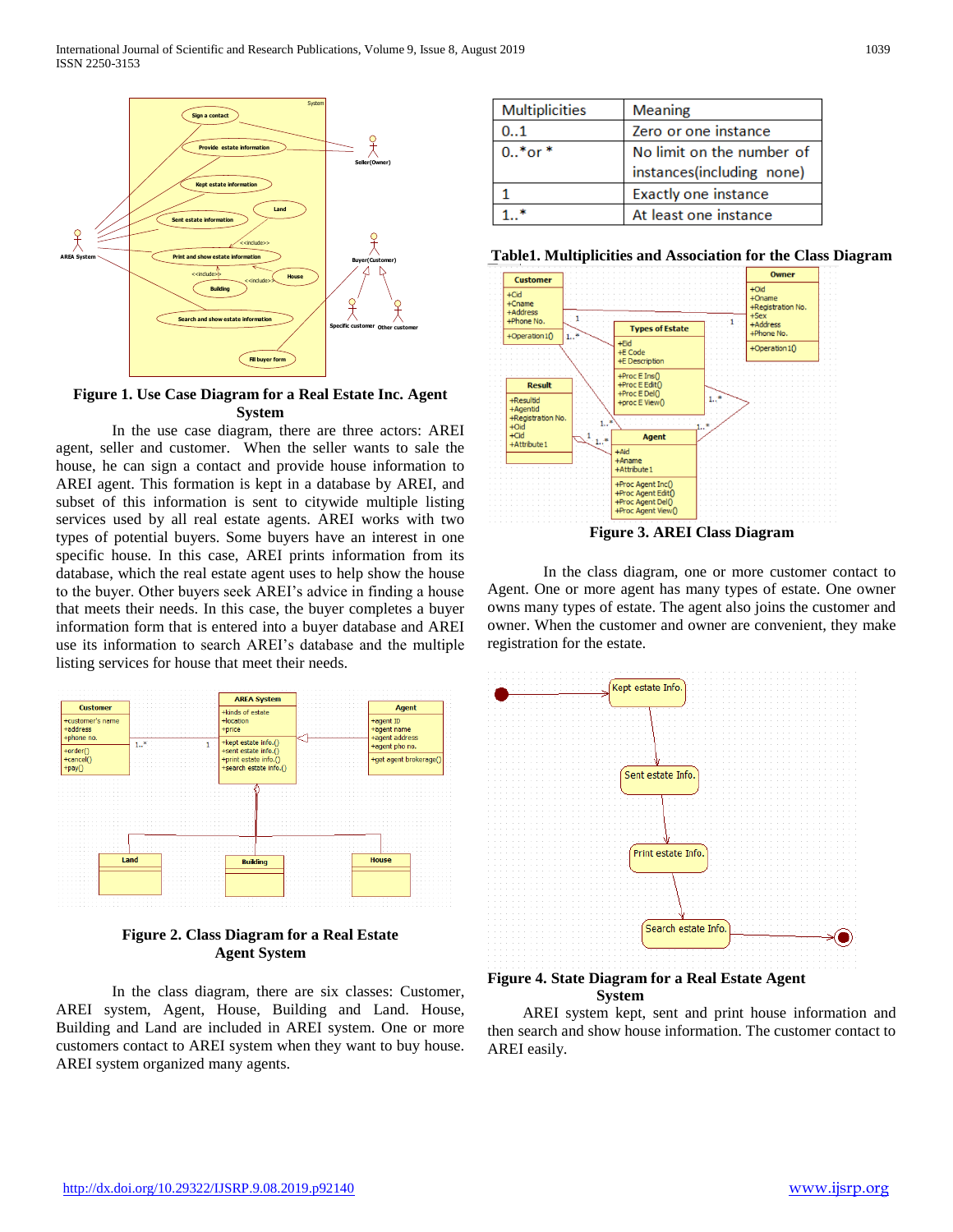Figure 1. Use Case Diagram for a Real Estate Inc. Agent System

In the use case diagram, there are three actors: AREI agent, seller and customer. When the seller wants to sale the house, he can sign a contact and provide house information to AREI agent. This formation is kept in a database by AREI, and subset of this information is sent to citywide multiple listing services used by all real estate agents. AREI works with two types of potential buyers. Some buyers have an interest in one specific house. In this case, AREI prints information from its database, which the real estate agent uses to help show the house to the buyer. Other buyers seek AREI's advice in finding a house that meets their needs. In this case, the buyer completes a buyer information form that is entered into a buyer database and AREI use its information to search AREI's database and the multiple listing services for house that meet their needs.

Figure 2. Class Diagram for a Real Estate Agent System

In the class diagram, there are six classes: Customer, AREI system, Agent, House, Building and Land. House, Building and Land are included in AREI system. One or more customers contact to AREI system when they want to buy house. AREI system organized many agents.

| Multiplicities | Meaning |
|---|---|
| 0..1 | Zero or one instance |
| 0..*or * | No limit on the number of instances(including none) |
| 1 | Exactly one instance |
| 1..* | At least one instance |

**Table1. Multiplicities and Association for the Class Diagram**

Figure 3. AREI Class Diagram

In the class diagram, one or more customer contact to Agent. One or more agent has many types of estate. One owner owns many types of estate. The agent also joins the customer and owner. When the customer and owner are convenient, they make registration for the estate.

Figure 4. State Diagram for a Real Estate Agent System

AREI system kept, sent and print house information and then search and show house information. The customer contact to AREI easily.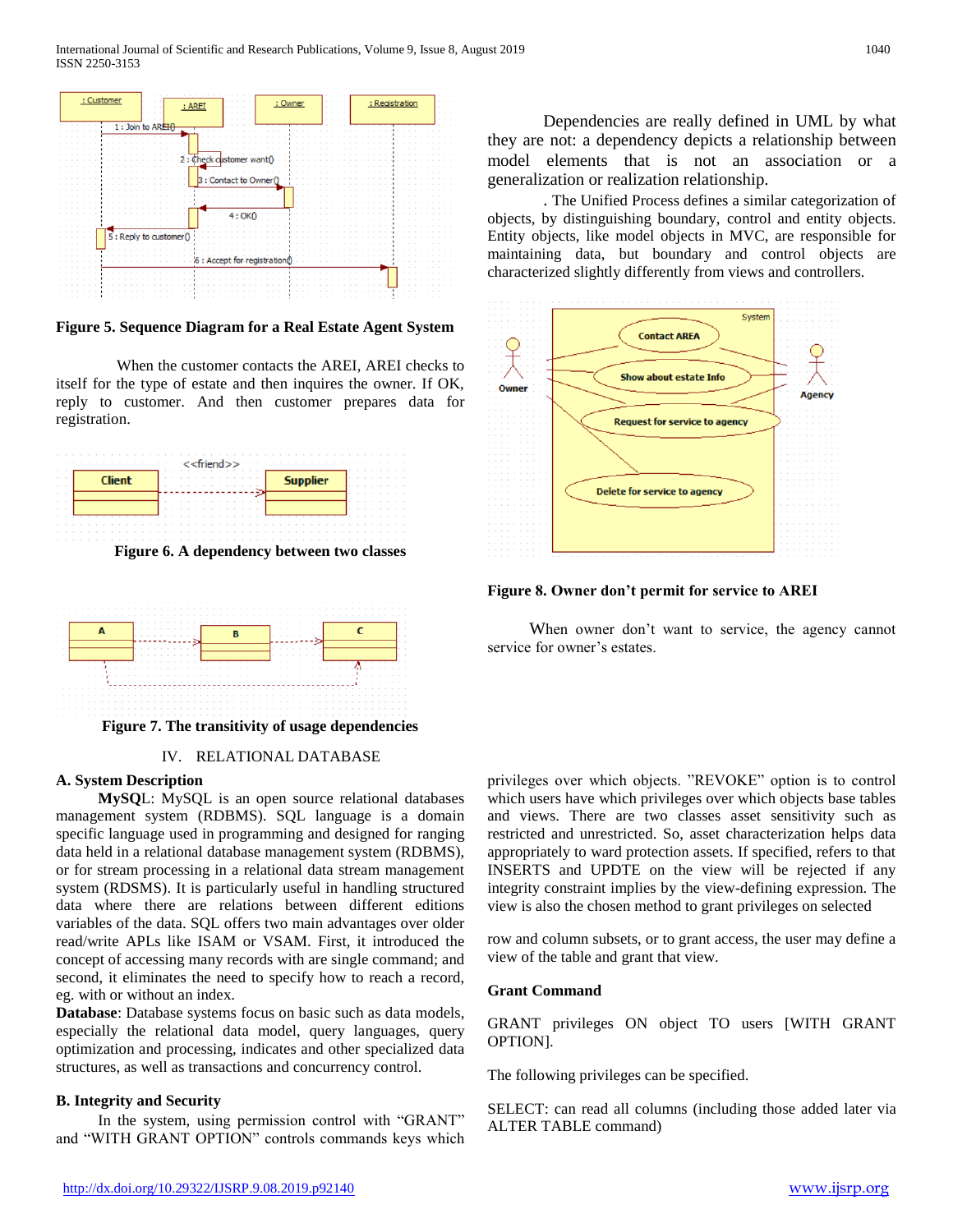Figure 5. Sequence Diagram for a Real Estate Agent System

When the customer contacts the AREI, AREI checks to itself for the type of estate and then inquires the owner. If OK, reply to customer. And then customer prepares data for registration.

Figure 6. A dependency between two classes

Figure 7. The transitivity of usage dependencies

Dependencies are really defined in UML by what they are not: a dependency depicts a relationship between model elements that is not an association or a generalization or realization relationship.

. The Unified Process defines a similar categorization of objects, by distinguishing boundary, control and entity objects. Entity objects, like model objects in MVC, are responsible for maintaining data, but boundary and control objects are characterized slightly differently from views and controllers.

Figure 8. Owner don't permit for service to AREI

When owner don't want to service, the agency cannot service for owner's estates.

## IV. RELATIONAL DATABASE

### A. System Description

**MySQL**: MySQL is an open source relational databases management system (RDBMS). SQL language is a domain specific language used in programming and designed for ranging data held in a relational database management system (RDBMS), or for stream processing in a relational data stream management system (RDSMS). It is particularly useful in handling structured data where there are relations between different editions variables of the data. SQL offers two main advantages over older read/write APLs like ISAM or VSAM. First, it introduced the concept of accessing many records with are single command; and second, it eliminates the need to specify how to reach a record, eg. with or without an index.

**Database**: Database systems focus on basic such as data models, especially the relational data model, query languages, query optimization and processing, indicates and other specialized data structures, as well as transactions and concurrency control.

### B. Integrity and Security

In the system, using permission control with "GRANT" and "WITH GRANT OPTION" controls commands keys which privileges over which objects. "REVOKE" option is to control which users have which privileges over which objects base tables and views. There are two classes asset sensitivity such as restricted and unrestricted. So, asset characterization helps data appropriately to ward protection assets. If specified, refers to that INSERTS and UPDTE on the view will be rejected if any integrity constraint implies by the view-defining expression. The view is also the chosen method to grant privileges on selected

row and column subsets, or to grant access, the user may define a view of the table and grant that view.

**Grant Command**

GRANT privileges ON object TO users [WITH GRANT OPTION].

The following privileges can be specified.

SELECT: can read all columns (including those added later via ALTER TABLE command)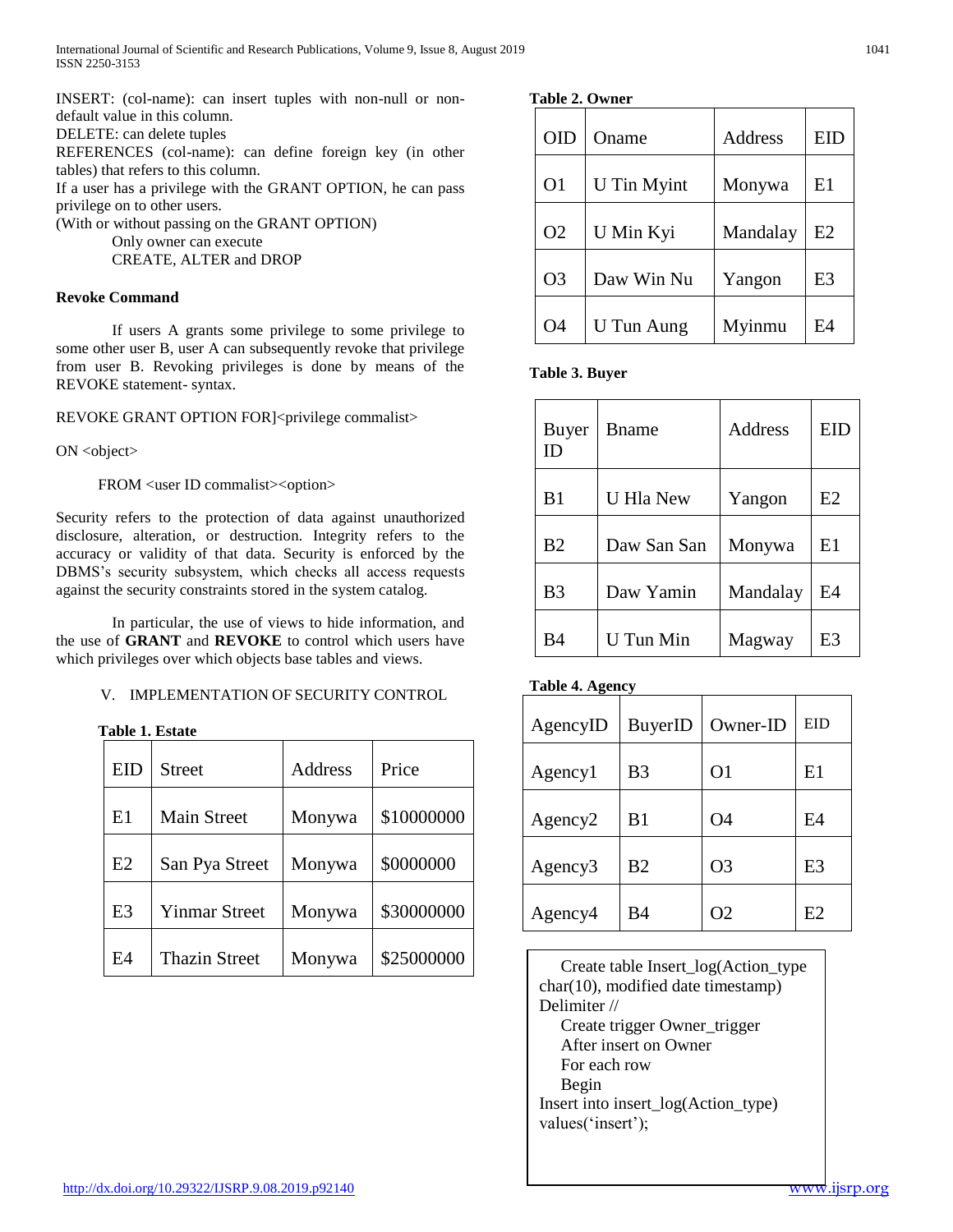INSERT: (col-name): can insert tuples with non-null or non-default value in this column.
DELETE: can delete tuples
REFERENCES (col-name): can define foreign key (in other tables) that refers to this column.
If a user has a privilege with the GRANT OPTION, he can pass privilege on to other users.
(With or without passing on the GRANT OPTION)
Only owner can execute
CREATE, ALTER and DROP

**Revoke Command**

If users A grants some privilege to some privilege to some other user B, user A can subsequently revoke that privilege from user B. Revoking privileges is done by means of the REVOKE statement- syntax.

REVOKE GRANT OPTION FOR]<privilege commalist>

ON <object>

FROM <user ID commalist><option>

Security refers to the protection of data against unauthorized disclosure, alteration, or destruction. Integrity refers to the accuracy or validity of that data. Security is enforced by the DBMS's security subsystem, which checks all access requests against the security constraints stored in the system catalog.

In particular, the use of views to hide information, and the use of **GRANT** and **REVOKE** to control which users have which privileges over which objects base tables and views.

## V. IMPLEMENTATION OF SECURITY CONTROL

**Table 1. Estate**

| EID | Street | Address | Price |
|---|---|---|---|
| E1 | Main Street | Monywa | $10000000 |
| E2 | San Pya Street | Monywa | $0000000 |
| E3 | Yinmar Street | Monywa | $30000000 |
| E4 | Thazin Street | Monywa | $25000000 |

**Table 2. Owner**

| OID | Oname | Address | EID |
|---|---|---|---|
| O1 | U Tin Myint | Monywa | E1 |
| O2 | U Min Kyi | Mandalay | E2 |
| O3 | Daw Win Nu | Yangon | E3 |
| O4 | U Tun Aung | Myinmu | E4 |

**Table 3. Buyer**

| Buyer ID | Bname | Address | EID |
|---|---|---|---|
| B1 | U Hla New | Yangon | E2 |
| B2 | Daw San San | Monywa | E1 |
| B3 | Daw Yamin | Mandalay | E4 |
| B4 | U Tun Min | Magway | E3 |

**Table 4. Agency**

| AgencyID | BuyerID | Owner-ID | EID |
|---|---|---|---|
| Agency1 | B3 | O1 | E1 |
| Agency2 | B1 | O4 | E4 |
| Agency3 | B2 | O3 | E3 |
| Agency4 | B4 | O2 | E2 |

```
Create table Insert_log(Action_type char(10), modified date timestamp)
Delimiter //
    Create trigger Owner_trigger
    After insert on Owner
    For each row
    Begin
Insert into insert_log(Action_type) values('insert');
```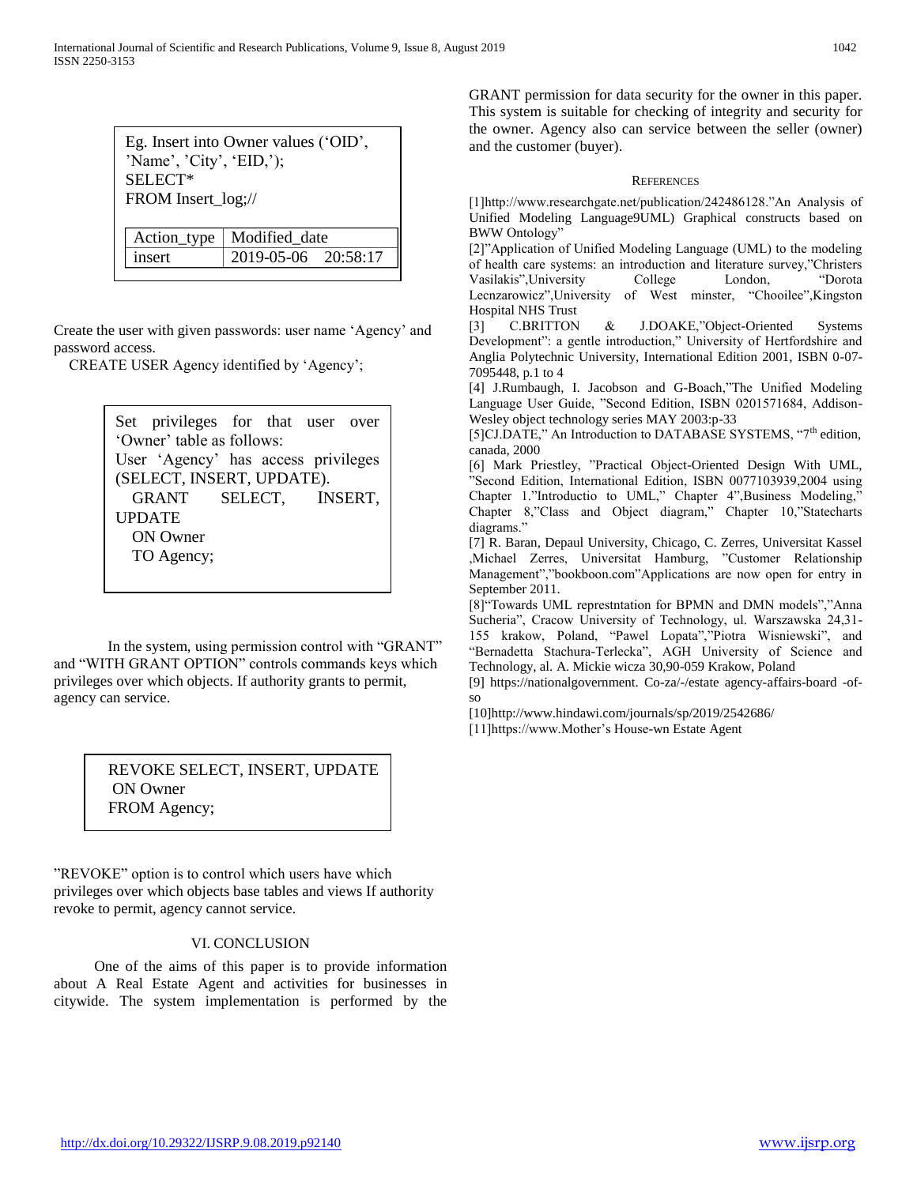Eg. Insert into Owner values ('OID', 'Name', 'City', 'EID,');
SELECT*
FROM Insert_log;//

| Action_type | Modified_date |
|---|---|
| insert | 2019-05-06 20:58:17 |

Create the user with given passwords: user name 'Agency' and password access.

CREATE USER Agency identified by 'Agency';

Set privileges for that user over 'Owner' table as follows:
User 'Agency' has access privileges (SELECT, INSERT, UPDATE).

```
GRANT SELECT, INSERT, UPDATE
ON Owner
TO Agency;
```

In the system, using permission control with "GRANT" and "WITH GRANT OPTION" controls commands keys which privileges over which objects. If authority grants to permit, agency can service.

```
REVOKE SELECT, INSERT, UPDATE
ON Owner
FROM Agency;
```

"REVOKE" option is to control which users have which privileges over which objects base tables and views If authority revoke to permit, agency cannot service.

## VI. CONCLUSION

One of the aims of this paper is to provide information about A Real Estate Agent and activities for businesses in citywide. The system implementation is performed by the GRANT permission for data security for the owner in this paper. This system is suitable for checking of integrity and security for the owner. Agency also can service between the seller (owner) and the customer (buyer).

## REFERENCES

[1]http://www.researchgate.net/publication/242486128."An Analysis of Unified Modeling Language9UML) Graphical constructs based on BWW Ontology"

[2]"Application of Unified Modeling Language (UML) to the modeling of health care systems: an introduction and literature survey,"Christers Vasilakis",University College London, "Dorota Lecnzarowicz",University of West minster, "Chooilee",Kingston Hospital NHS Trust

[3] C.BRITTON & J.DOAKE,"Object-Oriented Systems Development": a gentle introduction," University of Hertfordshire and Anglia Polytechnic University, International Edition 2001, ISBN 0-07-7095448, p.1 to 4

[4] J.Rumbaugh, I. Jacobson and G-Boach,"The Unified Modeling Language User Guide, "Second Edition, ISBN 0201571684, Addison-Wesley object technology series MAY 2003:p-33

[5]CJ.DATE," An Introduction to DATABASE SYSTEMS, "7th edition, canada, 2000

[6] Mark Priestley, "Practical Object-Oriented Design With UML, "Second Edition, International Edition, ISBN 0077103939,2004 using Chapter 1."Introductio to UML," Chapter 4",Business Modeling," Chapter 8,"Class and Object diagram," Chapter 10,"Statecharts diagrams."

[7] R. Baran, Depaul University, Chicago, C. Zerres, Universitat Kassel ,Michael Zerres, Universitat Hamburg, "Customer Relationship Management","bookboon.com"Applications are now open for entry in September 2011.

[8]"Towards UML represtntation for BPMN and DMN models","Anna Sucheria", Cracow University of Technology, ul. Warszawska 24,31-155 krakow, Poland, "Pawel Lopata","Piotra Wisniewski", and "Bernadetta Stachura-Terlecka", AGH University of Science and Technology, al. A. Mickie wicza 30,90-059 Krakow, Poland

[9] https://nationalgovernment. Co-za/-/estate agency-affairs-board -of-so

[10]http://www.hindawi.com/journals/sp/2019/2542686/

[11]https://www.Mother's House-wn Estate Agent